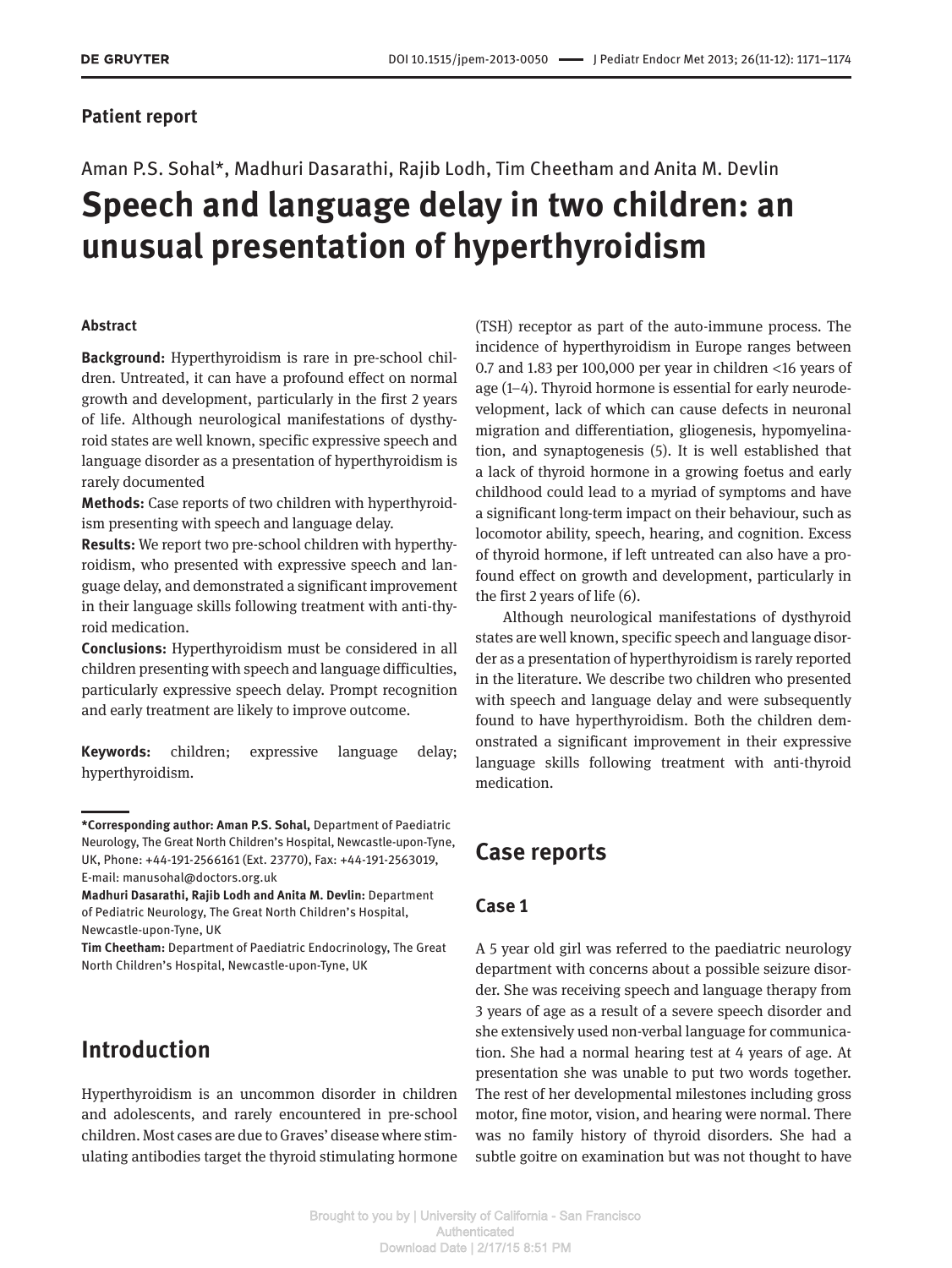Patient report

Aman P.S. Sohal*, Madhuri Dasarathi, Rajib Lodh, Tim Cheetham and Anita M. Devlin

# Speech and language delay in two children: an unusual presentation of hyperthyroidism

**Abstract**

**Background:** Hyperthyroidism is rare in pre-school children. Untreated, it can have a profound effect on normal growth and development, particularly in the first 2 years of life. Although neurological manifestations of dysthyroid states are well known, specific expressive speech and language disorder as a presentation of hyperthyroidism is rarely documented

**Methods:** Case reports of two children with hyperthyroidism presenting with speech and language delay.

**Results:** We report two pre-school children with hyperthyroidism, who presented with expressive speech and language delay, and demonstrated a significant improvement in their language skills following treatment with anti-thyroid medication.

**Conclusions:** Hyperthyroidism must be considered in all children presenting with speech and language difficulties, particularly expressive speech delay. Prompt recognition and early treatment are likely to improve outcome.

**Keywords:** children; expressive language delay; hyperthyroidism.

**\*Corresponding author: Aman P.S. Sohal,** Department of Paediatric Neurology, The Great North Children's Hospital, Newcastle-upon-Tyne, UK, Phone: +44-191-2566161 (Ext. 23770), Fax: +44-191-2563019, E-mail: manusohal@doctors.org.uk

**Madhuri Dasarathi, Rajib Lodh and Anita M. Devlin:** Department of Pediatric Neurology, The Great North Children's Hospital, Newcastle-upon-Tyne, UK

**Tim Cheetham:** Department of Paediatric Endocrinology, The Great North Children's Hospital, Newcastle-upon-Tyne, UK

## Introduction

Hyperthyroidism is an uncommon disorder in children and adolescents, and rarely encountered in pre-school children. Most cases are due to Graves' disease where stimulating antibodies target the thyroid stimulating hormone (TSH) receptor as part of the auto-immune process. The incidence of hyperthyroidism in Europe ranges between 0.7 and 1.83 per 100,000 per year in children <16 years of age (1–4). Thyroid hormone is essential for early neurodevelopment, lack of which can cause defects in neuronal migration and differentiation, gliogenesis, hypomyelination, and synaptogenesis (5). It is well established that a lack of thyroid hormone in a growing foetus and early childhood could lead to a myriad of symptoms and have a significant long-term impact on their behaviour, such as locomotor ability, speech, hearing, and cognition. Excess of thyroid hormone, if left untreated can also have a profound effect on growth and development, particularly in the first 2 years of life (6).

Although neurological manifestations of dysthyroid states are well known, specific speech and language disorder as a presentation of hyperthyroidism is rarely reported in the literature. We describe two children who presented with speech and language delay and were subsequently found to have hyperthyroidism. Both the children demonstrated a significant improvement in their expressive language skills following treatment with anti-thyroid medication.

## Case reports

### Case 1

A 5 year old girl was referred to the paediatric neurology department with concerns about a possible seizure disorder. She was receiving speech and language therapy from 3 years of age as a result of a severe speech disorder and she extensively used non-verbal language for communication. She had a normal hearing test at 4 years of age. At presentation she was unable to put two words together. The rest of her developmental milestones including gross motor, fine motor, vision, and hearing were normal. There was no family history of thyroid disorders. She had a subtle goitre on examination but was not thought to have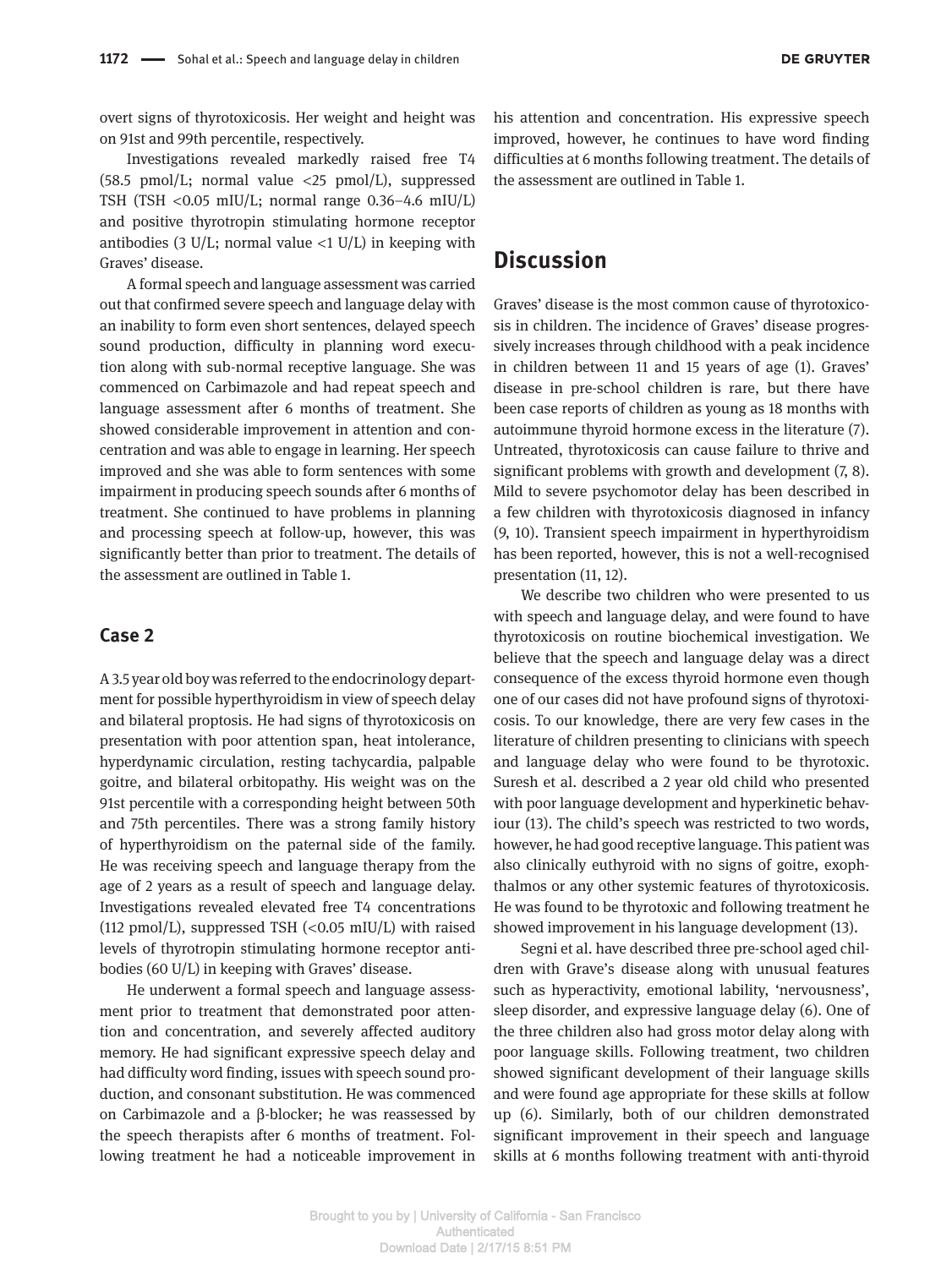overt signs of thyrotoxicosis. Her weight and height was on 91st and 99th percentile, respectively.

Investigations revealed markedly raised free T4 (58.5 pmol/L; normal value <25 pmol/L), suppressed TSH (TSH <0.05 mIU/L; normal range 0.36–4.6 mIU/L) and positive thyrotropin stimulating hormone receptor antibodies (3 U/L; normal value <1 U/L) in keeping with Graves' disease.

A formal speech and language assessment was carried out that confirmed severe speech and language delay with an inability to form even short sentences, delayed speech sound production, difficulty in planning word execution along with sub-normal receptive language. She was commenced on Carbimazole and had repeat speech and language assessment after 6 months of treatment. She showed considerable improvement in attention and concentration and was able to engage in learning. Her speech improved and she was able to form sentences with some impairment in producing speech sounds after 6 months of treatment. She continued to have problems in planning and processing speech at follow-up, however, this was significantly better than prior to treatment. The details of the assessment are outlined in Table 1.

## Case 2

A 3.5 year old boy was referred to the endocrinology department for possible hyperthyroidism in view of speech delay and bilateral proptosis. He had signs of thyrotoxicosis on presentation with poor attention span, heat intolerance, hyperdynamic circulation, resting tachycardia, palpable goitre, and bilateral orbitopathy. His weight was on the 91st percentile with a corresponding height between 50th and 75th percentiles. There was a strong family history of hyperthyroidism on the paternal side of the family. He was receiving speech and language therapy from the age of 2 years as a result of speech and language delay. Investigations revealed elevated free T4 concentrations (112 pmol/L), suppressed TSH (<0.05 mIU/L) with raised levels of thyrotropin stimulating hormone receptor antibodies (60 U/L) in keeping with Graves' disease.

He underwent a formal speech and language assessment prior to treatment that demonstrated poor attention and concentration, and severely affected auditory memory. He had significant expressive speech delay and had difficulty word finding, issues with speech sound production, and consonant substitution. He was commenced on Carbimazole and a β-blocker; he was reassessed by the speech therapists after 6 months of treatment. Following treatment he had a noticeable improvement in his attention and concentration. His expressive speech improved, however, he continues to have word finding difficulties at 6 months following treatment. The details of the assessment are outlined in Table 1.

# Discussion

Graves' disease is the most common cause of thyrotoxicosis in children. The incidence of Graves' disease progressively increases through childhood with a peak incidence in children between 11 and 15 years of age (1). Graves' disease in pre-school children is rare, but there have been case reports of children as young as 18 months with autoimmune thyroid hormone excess in the literature (7). Untreated, thyrotoxicosis can cause failure to thrive and significant problems with growth and development (7, 8). Mild to severe psychomotor delay has been described in a few children with thyrotoxicosis diagnosed in infancy (9, 10). Transient speech impairment in hyperthyroidism has been reported, however, this is not a well-recognised presentation (11, 12).

We describe two children who were presented to us with speech and language delay, and were found to have thyrotoxicosis on routine biochemical investigation. We believe that the speech and language delay was a direct consequence of the excess thyroid hormone even though one of our cases did not have profound signs of thyrotoxicosis. To our knowledge, there are very few cases in the literature of children presenting to clinicians with speech and language delay who were found to be thyrotoxic. Suresh et al. described a 2 year old child who presented with poor language development and hyperkinetic behaviour (13). The child's speech was restricted to two words, however, he had good receptive language. This patient was also clinically euthyroid with no signs of goitre, exophthalmos or any other systemic features of thyrotoxicosis. He was found to be thyrotoxic and following treatment he showed improvement in his language development (13).

Segni et al. have described three pre-school aged children with Grave's disease along with unusual features such as hyperactivity, emotional lability, 'nervousness', sleep disorder, and expressive language delay (6). One of the three children also had gross motor delay along with poor language skills. Following treatment, two children showed significant development of their language skills and were found age appropriate for these skills at follow up (6). Similarly, both of our children demonstrated significant improvement in their speech and language skills at 6 months following treatment with anti-thyroid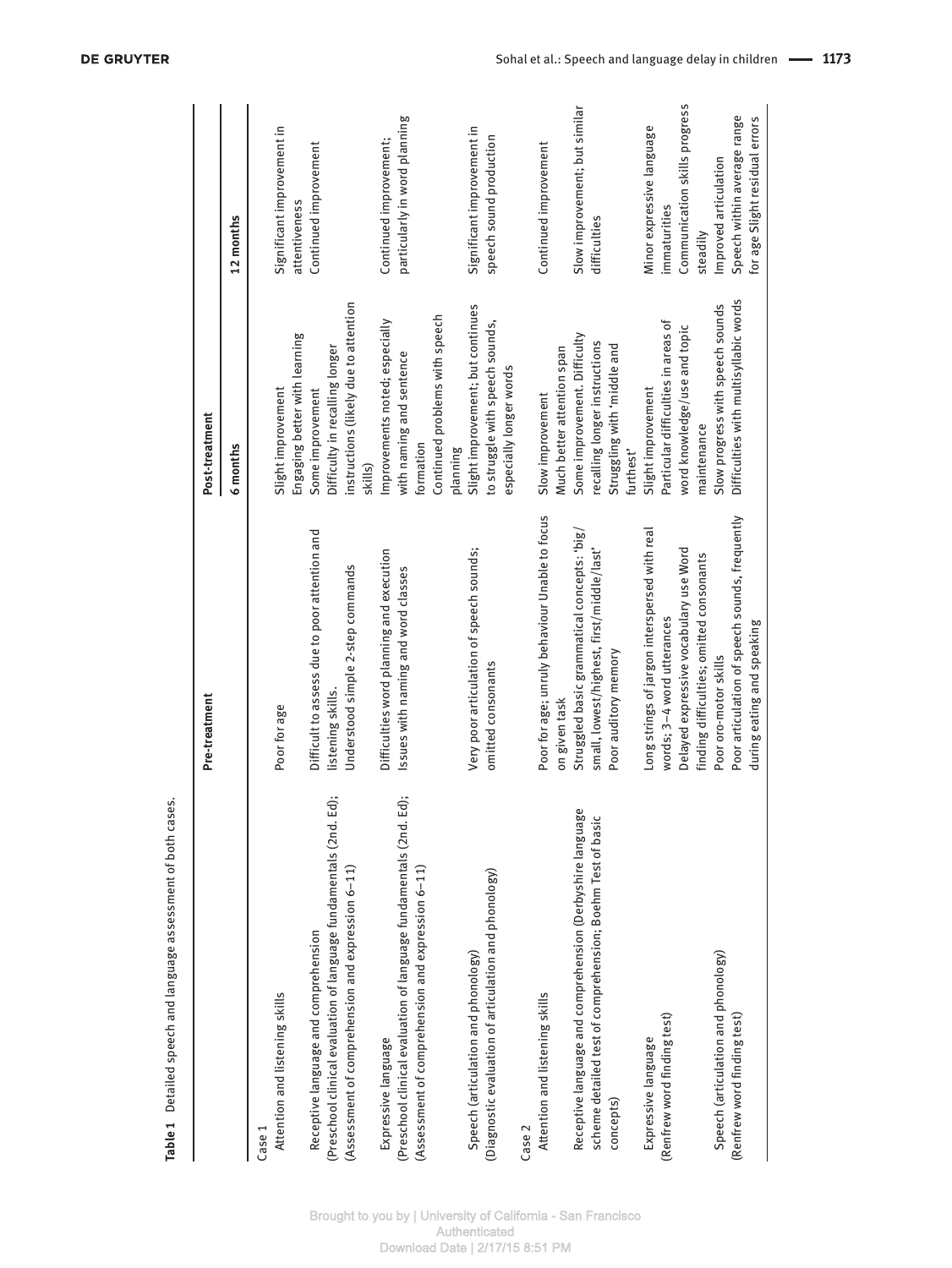**Table 1** Detailed speech and language assessment of both cases.

| | Pre-treatment | Post-treatment | |
|---|---|---|---|
| | | 6 months | 12 months |
| Case 1 | | | |
| Attention and listening skills | Poor for age | Slight improvement Engaging better with learning | Significant improvement in attentiveness |
| Receptive language and comprehension (Preschool clinical evaluation of language fundamentals (2nd. Ed); (Assessment of comprehension and expression 6–11) | Difficult to assess due to poor attention and listening skills. Understood simple 2-step commands | Some improvement Difficulty in recalling longer instructions (likely due to attention skills) | Continued improvement |
| Expressive language (Preschool clinical evaluation of language fundamentals (2nd. Ed); (Assessment of comprehension and expression 6–11) | Difficulties word planning and execution Issues with naming and word classes | Improvements noted; especially with naming and sentence formation Continued problems with speech planning | Continued improvement; particularly in word planning |
| Speech (articulation and phonology) (Diagnostic evaluation of articulation and phonology) | Very poor articulation of speech sounds; omitted consonants | Slight improvement; but continues to struggle with speech sounds, especially longer words | Significant improvement in speech sound production |
| Case 2 | | | |
| Attention and listening skills | Poor for age; unruly behaviour Unable to focus on given task | Slow improvement Much better attention span | Continued improvement |
| Receptive language and comprehension (Derbyshire language scheme detailed test of comprehension; Boehm Test of basic concepts) | Struggled basic grammatical concepts: 'big/small, lowest/highest, first/middle/last' Poor auditory memory | Some improvement. Difficulty recalling longer instructions Struggling with 'middle and furthest' | Slow improvement; but similar difficulties |
| Expressive language (Renfrew word finding test) | Long strings of jargon interspersed with real words; 3–4 word utterances Delayed expressive vocabulary use Word finding difficulties; omitted consonants | Slight improvement Particular difficulties in areas of word knowledge/use and topic maintenance | Minor expressive language immaturities Communication skills progress steadily |
| Speech (articulation and phonology) (Renfrew word finding test) | Poor oro-motor skills Poor articulation of speech sounds, frequently during eating and speaking | Slow progress with speech sounds Difficulties with multisyllabic words | Improved articulation Speech within average range for age Slight residual errors |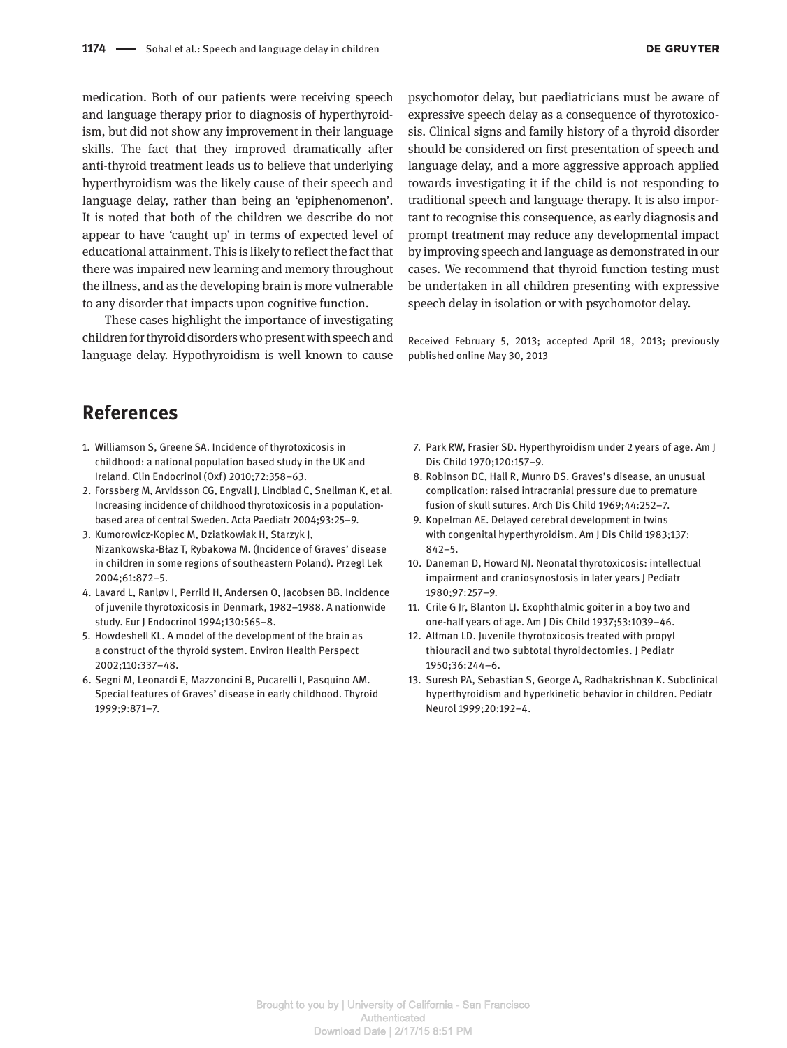medication. Both of our patients were receiving speech and language therapy prior to diagnosis of hyperthyroidism, but did not show any improvement in their language skills. The fact that they improved dramatically after anti-thyroid treatment leads us to believe that underlying hyperthyroidism was the likely cause of their speech and language delay, rather than being an 'epiphenomenon'. It is noted that both of the children we describe do not appear to have 'caught up' in terms of expected level of educational attainment. This is likely to reflect the fact that there was impaired new learning and memory throughout the illness, and as the developing brain is more vulnerable to any disorder that impacts upon cognitive function.

These cases highlight the importance of investigating children for thyroid disorders who present with speech and language delay. Hypothyroidism is well known to cause psychomotor delay, but paediatricians must be aware of expressive speech delay as a consequence of thyrotoxicosis. Clinical signs and family history of a thyroid disorder should be considered on first presentation of speech and language delay, and a more aggressive approach applied towards investigating it if the child is not responding to traditional speech and language therapy. It is also important to recognise this consequence, as early diagnosis and prompt treatment may reduce any developmental impact by improving speech and language as demonstrated in our cases. We recommend that thyroid function testing must be undertaken in all children presenting with expressive speech delay in isolation or with psychomotor delay.

Received February 5, 2013; accepted April 18, 2013; previously published online May 30, 2013

## References

1. Williamson S, Greene SA. Incidence of thyrotoxicosis in childhood: a national population based study in the UK and Ireland. Clin Endocrinol (Oxf) 2010;72:358–63.
2. Forssberg M, Arvidsson CG, Engvall J, Lindblad C, Snellman K, et al. Increasing incidence of childhood thyrotoxicosis in a population-based area of central Sweden. Acta Paediatr 2004;93:25–9.
3. Kumorowicz-Kopiec M, Dziatkowiak H, Starzyk J, Nizankowska-Błaz T, Rybakowa M. (Incidence of Graves' disease in children in some regions of southeastern Poland). Przegl Lek 2004;61:872–5.
4. Lavard L, Ranløv I, Perrild H, Andersen O, Jacobsen BB. Incidence of juvenile thyrotoxicosis in Denmark, 1982–1988. A nationwide study. Eur J Endocrinol 1994;130:565–8.
5. Howdeshell KL. A model of the development of the brain as a construct of the thyroid system. Environ Health Perspect 2002;110:337–48.
6. Segni M, Leonardi E, Mazzoncini B, Pucarelli I, Pasquino AM. Special features of Graves' disease in early childhood. Thyroid 1999;9:871–7.
7. Park RW, Frasier SD. Hyperthyroidism under 2 years of age. Am J Dis Child 1970;120:157–9.
8. Robinson DC, Hall R, Munro DS. Graves's disease, an unusual complication: raised intracranial pressure due to premature fusion of skull sutures. Arch Dis Child 1969;44:252–7.
9. Kopelman AE. Delayed cerebral development in twins with congenital hyperthyroidism. Am J Dis Child 1983;137: 842–5.
10. Daneman D, Howard NJ. Neonatal thyrotoxicosis: intellectual impairment and craniosynostosis in later years J Pediatr 1980;97:257–9.
11. Crile G Jr, Blanton LJ. Exophthalmic goiter in a boy two and one-half years of age. Am J Dis Child 1937;53:1039–46.
12. Altman LD. Juvenile thyrotoxicosis treated with propyl thiouracil and two subtotal thyroidectomies. J Pediatr 1950;36:244–6.
13. Suresh PA, Sebastian S, George A, Radhakrishnan K. Subclinical hyperthyroidism and hyperkinetic behavior in children. Pediatr Neurol 1999;20:192–4.